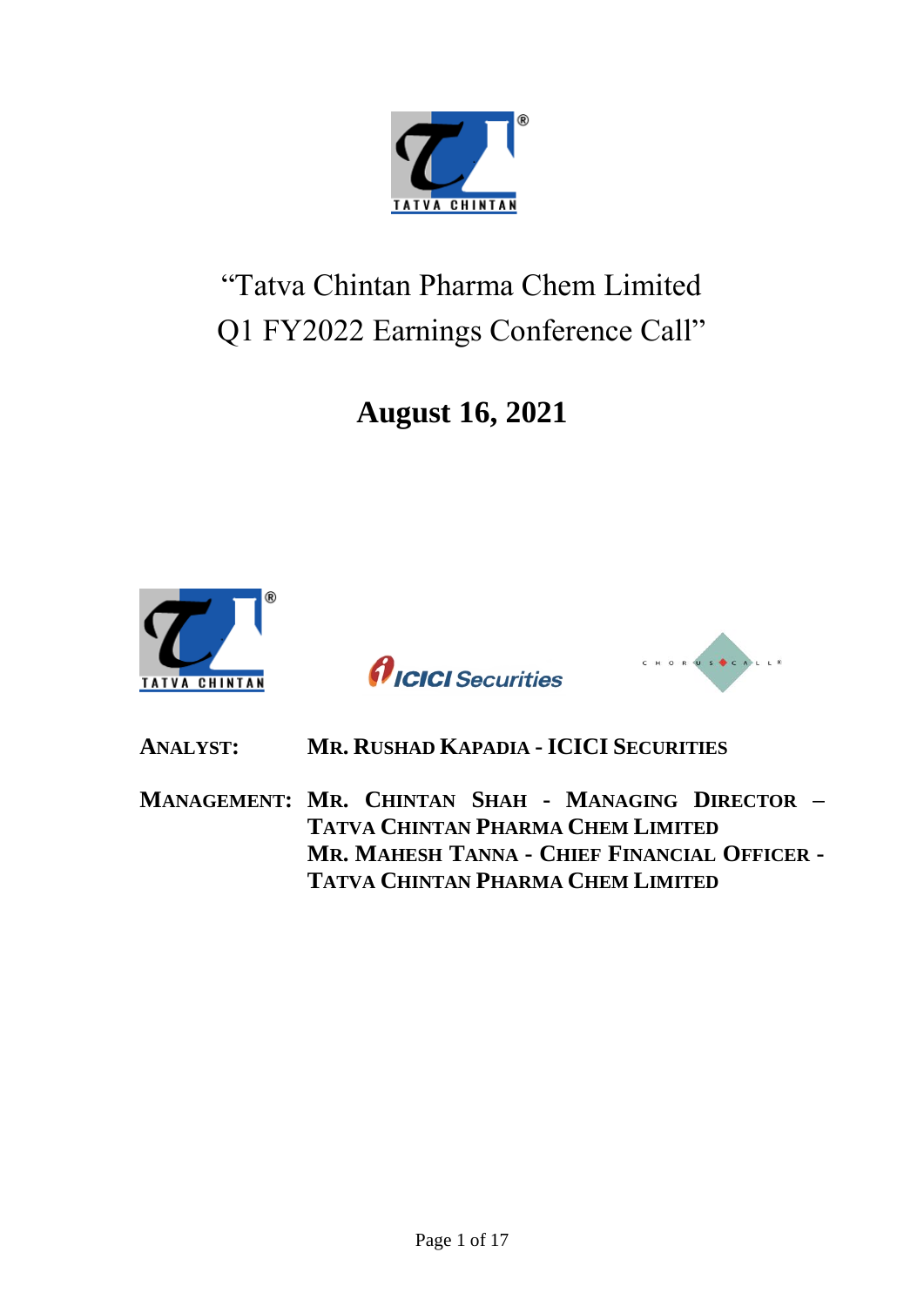# "Tatva Chintan Pharma Chem Limited Q1 FY2022 Earnings Conference Call"

## August 16, 2021

**ANALYST:** **MR. RUSHAD KAPADIA - ICICI SECURITIES**

**MANAGEMENT:** **MR. CHINTAN SHAH - MANAGING DIRECTOR – TATVA CHINTAN PHARMA CHEM LIMITED**
**MR. MAHESH TANNA - CHIEF FINANCIAL OFFICER - TATVA CHINTAN PHARMA CHEM LIMITED**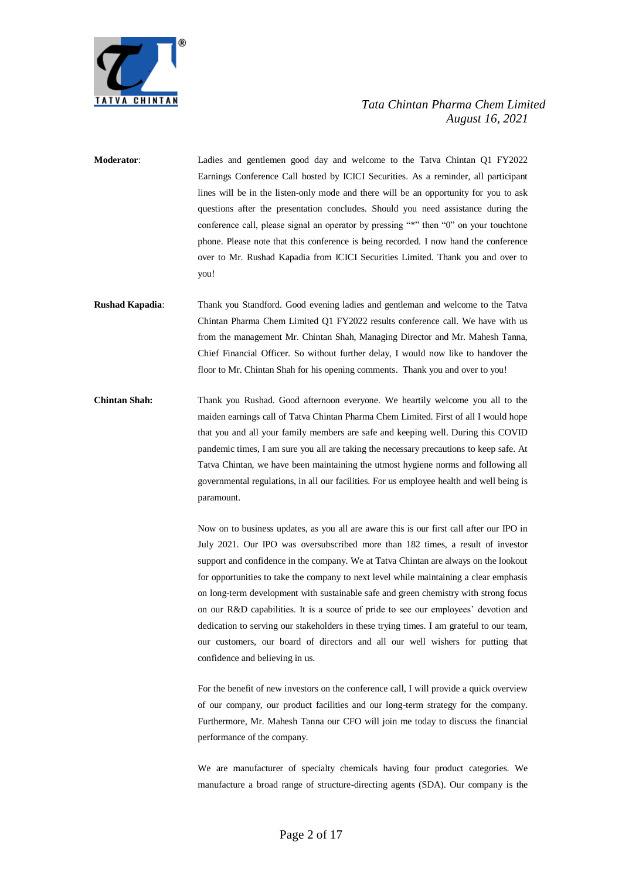**Moderator**: Ladies and gentlemen good day and welcome to the Tatva Chintan Q1 FY2022 Earnings Conference Call hosted by ICICI Securities. As a reminder, all participant lines will be in the listen-only mode and there will be an opportunity for you to ask questions after the presentation concludes. Should you need assistance during the conference call, please signal an operator by pressing "*" then "0" on your touchtone phone. Please note that this conference is being recorded. I now hand the conference over to Mr. Rushad Kapadia from ICICI Securities Limited. Thank you and over to you!

**Rushad Kapadia**: Thank you Standford. Good evening ladies and gentleman and welcome to the Tatva Chintan Pharma Chem Limited Q1 FY2022 results conference call. We have with us from the management Mr. Chintan Shah, Managing Director and Mr. Mahesh Tanna, Chief Financial Officer. So without further delay, I would now like to handover the floor to Mr. Chintan Shah for his opening comments. Thank you and over to you!

**Chintan Shah:** Thank you Rushad. Good afternoon everyone. We heartily welcome you all to the maiden earnings call of Tatva Chintan Pharma Chem Limited. First of all I would hope that you and all your family members are safe and keeping well. During this COVID pandemic times, I am sure you all are taking the necessary precautions to keep safe. At Tatva Chintan, we have been maintaining the utmost hygiene norms and following all governmental regulations, in all our facilities. For us employee health and well being is paramount.

Now on to business updates, as you all are aware this is our first call after our IPO in July 2021. Our IPO was oversubscribed more than 182 times, a result of investor support and confidence in the company. We at Tatva Chintan are always on the lookout for opportunities to take the company to next level while maintaining a clear emphasis on long-term development with sustainable safe and green chemistry with strong focus on our R&D capabilities. It is a source of pride to see our employees' devotion and dedication to serving our stakeholders in these trying times. I am grateful to our team, our customers, our board of directors and all our well wishers for putting that confidence and believing in us.

For the benefit of new investors on the conference call, I will provide a quick overview of our company, our product facilities and our long-term strategy for the company. Furthermore, Mr. Mahesh Tanna our CFO will join me today to discuss the financial performance of the company.

We are manufacturer of specialty chemicals having four product categories. We manufacture a broad range of structure-directing agents (SDA). Our company is the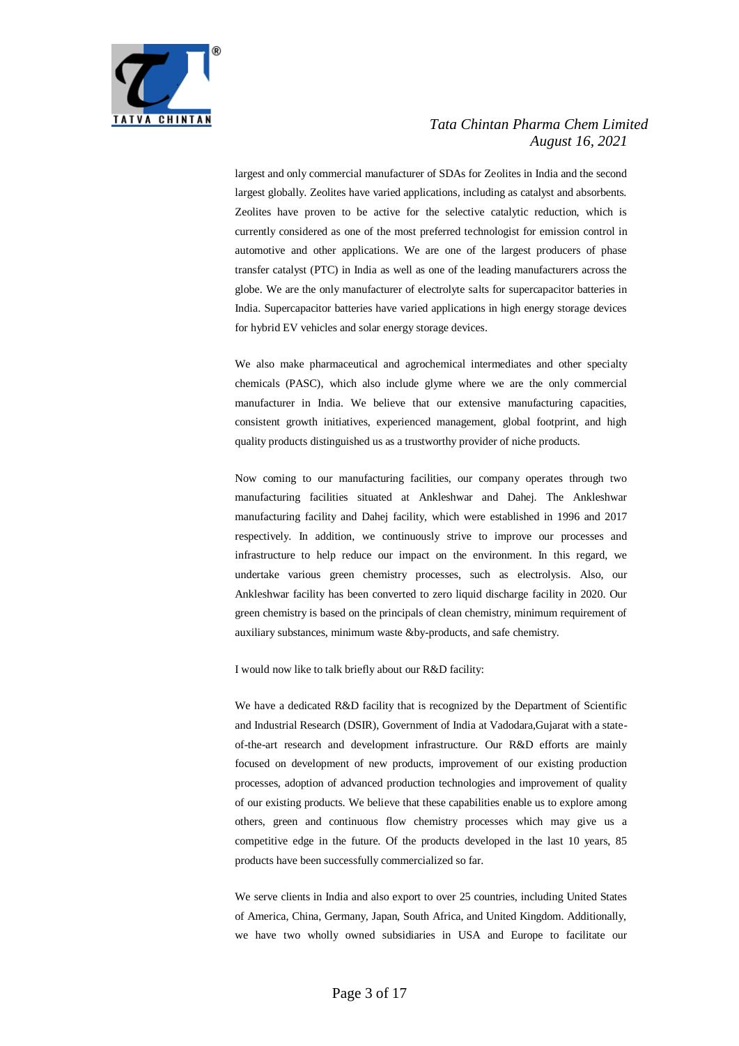largest and only commercial manufacturer of SDAs for Zeolites in India and the second largest globally. Zeolites have varied applications, including as catalyst and absorbents. Zeolites have proven to be active for the selective catalytic reduction, which is currently considered as one of the most preferred technologist for emission control in automotive and other applications. We are one of the largest producers of phase transfer catalyst (PTC) in India as well as one of the leading manufacturers across the globe. We are the only manufacturer of electrolyte salts for supercapacitor batteries in India. Supercapacitor batteries have varied applications in high energy storage devices for hybrid EV vehicles and solar energy storage devices.

We also make pharmaceutical and agrochemical intermediates and other specialty chemicals (PASC), which also include glyme where we are the only commercial manufacturer in India. We believe that our extensive manufacturing capacities, consistent growth initiatives, experienced management, global footprint, and high quality products distinguished us as a trustworthy provider of niche products.

Now coming to our manufacturing facilities, our company operates through two manufacturing facilities situated at Ankleshwar and Dahej. The Ankleshwar manufacturing facility and Dahej facility, which were established in 1996 and 2017 respectively. In addition, we continuously strive to improve our processes and infrastructure to help reduce our impact on the environment. In this regard, we undertake various green chemistry processes, such as electrolysis. Also, our Ankleshwar facility has been converted to zero liquid discharge facility in 2020. Our green chemistry is based on the principals of clean chemistry, minimum requirement of auxiliary substances, minimum waste &by-products, and safe chemistry.

I would now like to talk briefly about our R&D facility:

We have a dedicated R&D facility that is recognized by the Department of Scientific and Industrial Research (DSIR), Government of India at Vadodara,Gujarat with a state-of-the-art research and development infrastructure. Our R&D efforts are mainly focused on development of new products, improvement of our existing production processes, adoption of advanced production technologies and improvement of quality of our existing products. We believe that these capabilities enable us to explore among others, green and continuous flow chemistry processes which may give us a competitive edge in the future. Of the products developed in the last 10 years, 85 products have been successfully commercialized so far.

We serve clients in India and also export to over 25 countries, including United States of America, China, Germany, Japan, South Africa, and United Kingdom. Additionally, we have two wholly owned subsidiaries in USA and Europe to facilitate our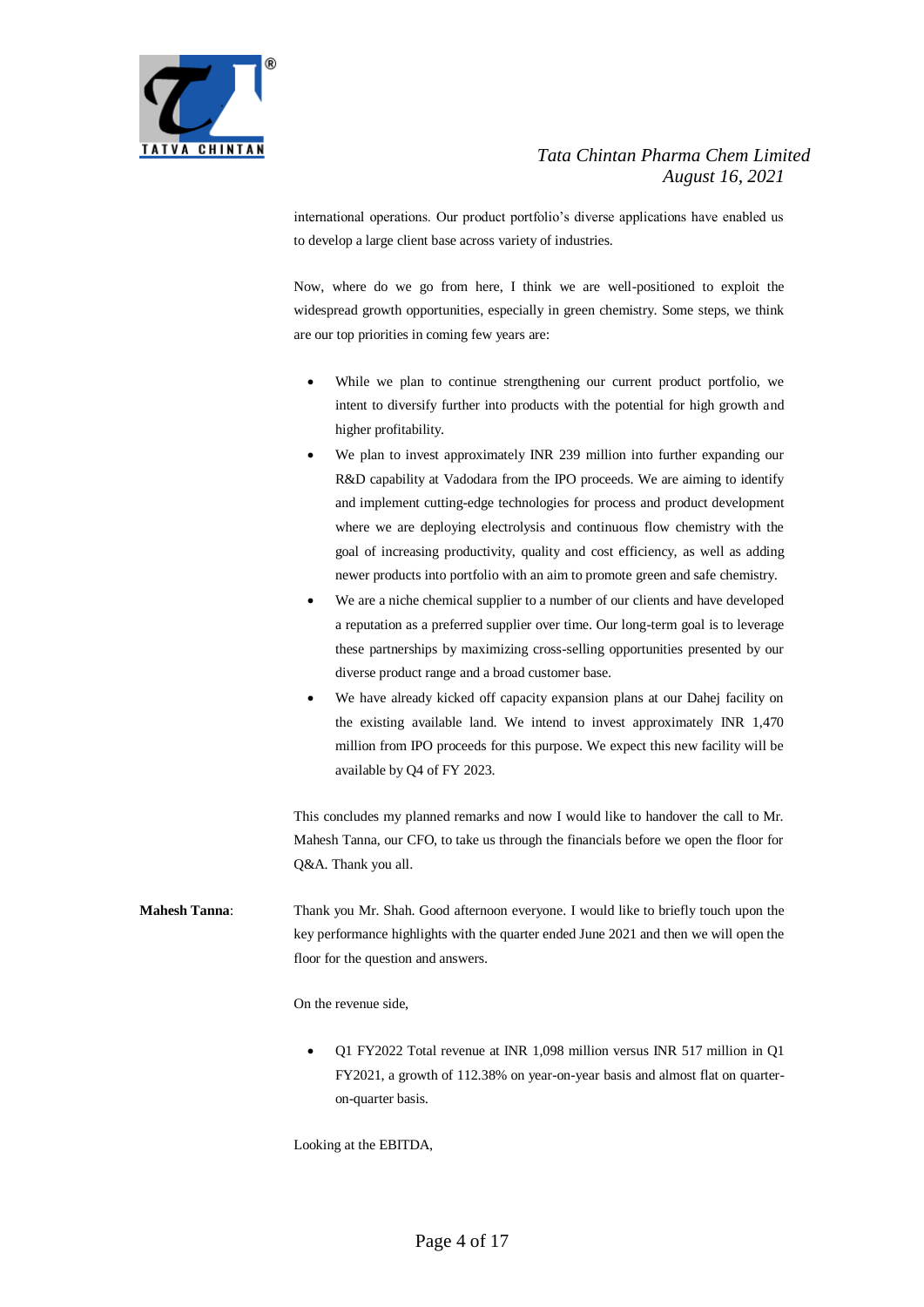international operations. Our product portfolio's diverse applications have enabled us to develop a large client base across variety of industries.

Now, where do we go from here, I think we are well-positioned to exploit the widespread growth opportunities, especially in green chemistry. Some steps, we think are our top priorities in coming few years are:

- While we plan to continue strengthening our current product portfolio, we intent to diversify further into products with the potential for high growth and higher profitability.
- We plan to invest approximately INR 239 million into further expanding our R&D capability at Vadodara from the IPO proceeds. We are aiming to identify and implement cutting-edge technologies for process and product development where we are deploying electrolysis and continuous flow chemistry with the goal of increasing productivity, quality and cost efficiency, as well as adding newer products into portfolio with an aim to promote green and safe chemistry.
- We are a niche chemical supplier to a number of our clients and have developed a reputation as a preferred supplier over time. Our long-term goal is to leverage these partnerships by maximizing cross-selling opportunities presented by our diverse product range and a broad customer base.
- We have already kicked off capacity expansion plans at our Dahej facility on the existing available land. We intend to invest approximately INR 1,470 million from IPO proceeds for this purpose. We expect this new facility will be available by Q4 of FY 2023.

This concludes my planned remarks and now I would like to handover the call to Mr. Mahesh Tanna, our CFO, to take us through the financials before we open the floor for Q&A. Thank you all.

**Mahesh Tanna**: Thank you Mr. Shah. Good afternoon everyone. I would like to briefly touch upon the key performance highlights with the quarter ended June 2021 and then we will open the floor for the question and answers.

On the revenue side,

- Q1 FY2022 Total revenue at INR 1,098 million versus INR 517 million in Q1 FY2021, a growth of 112.38% on year-on-year basis and almost flat on quarter-on-quarter basis.

Looking at the EBITDA,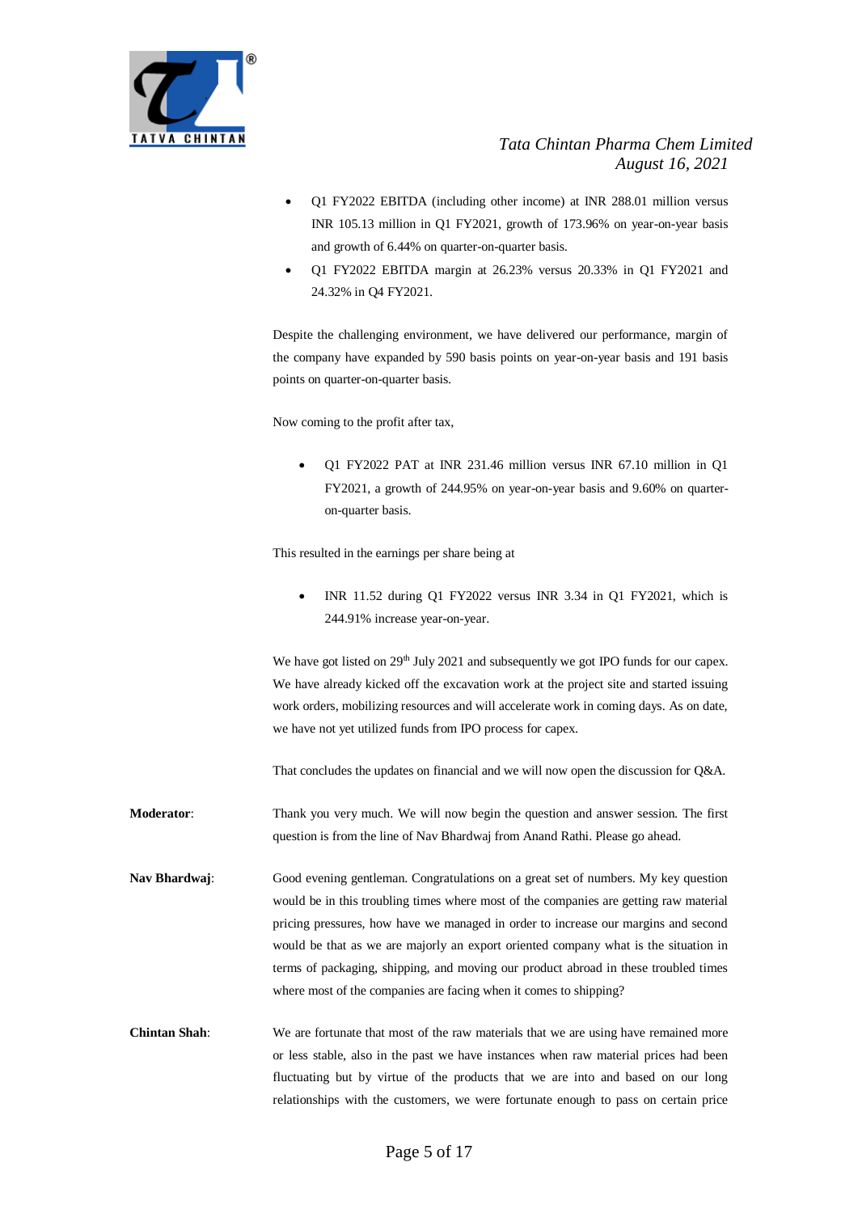- Q1 FY2022 EBITDA (including other income) at INR 288.01 million versus INR 105.13 million in Q1 FY2021, growth of 173.96% on year-on-year basis and growth of 6.44% on quarter-on-quarter basis.
- Q1 FY2022 EBITDA margin at 26.23% versus 20.33% in Q1 FY2021 and 24.32% in Q4 FY2021.

Despite the challenging environment, we have delivered our performance, margin of the company have expanded by 590 basis points on year-on-year basis and 191 basis points on quarter-on-quarter basis.

Now coming to the profit after tax,

- Q1 FY2022 PAT at INR 231.46 million versus INR 67.10 million in Q1 FY2021, a growth of 244.95% on year-on-year basis and 9.60% on quarter-on-quarter basis.

This resulted in the earnings per share being at

- INR 11.52 during Q1 FY2022 versus INR 3.34 in Q1 FY2021, which is 244.91% increase year-on-year.

We have got listed on 29th July 2021 and subsequently we got IPO funds for our capex. We have already kicked off the excavation work at the project site and started issuing work orders, mobilizing resources and will accelerate work in coming days. As on date, we have not yet utilized funds from IPO process for capex.

That concludes the updates on financial and we will now open the discussion for Q&A.

**Moderator**: Thank you very much. We will now begin the question and answer session. The first question is from the line of Nav Bhardwaj from Anand Rathi. Please go ahead.

**Nav Bhardwaj**: Good evening gentleman. Congratulations on a great set of numbers. My key question would be in this troubling times where most of the companies are getting raw material pricing pressures, how have we managed in order to increase our margins and second would be that as we are majorly an export oriented company what is the situation in terms of packaging, shipping, and moving our product abroad in these troubled times where most of the companies are facing when it comes to shipping?

**Chintan Shah**: We are fortunate that most of the raw materials that we are using have remained more or less stable, also in the past we have instances when raw material prices had been fluctuating but by virtue of the products that we are into and based on our long relationships with the customers, we were fortunate enough to pass on certain price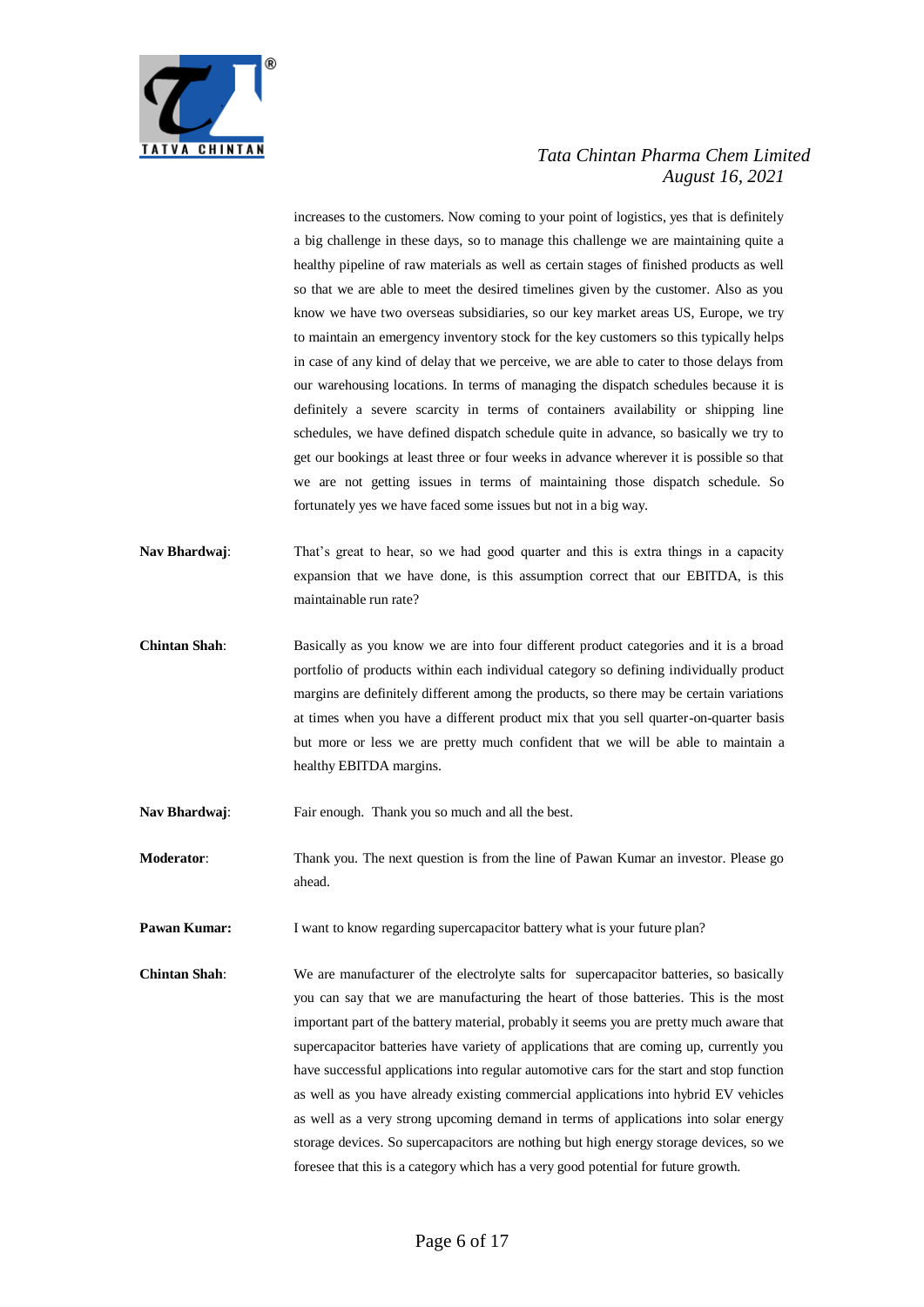increases to the customers. Now coming to your point of logistics, yes that is definitely a big challenge in these days, so to manage this challenge we are maintaining quite a healthy pipeline of raw materials as well as certain stages of finished products as well so that we are able to meet the desired timelines given by the customer. Also as you know we have two overseas subsidiaries, so our key market areas US, Europe, we try to maintain an emergency inventory stock for the key customers so this typically helps in case of any kind of delay that we perceive, we are able to cater to those delays from our warehousing locations. In terms of managing the dispatch schedules because it is definitely a severe scarcity in terms of containers availability or shipping line schedules, we have defined dispatch schedule quite in advance, so basically we try to get our bookings at least three or four weeks in advance wherever it is possible so that we are not getting issues in terms of maintaining those dispatch schedule. So fortunately yes we have faced some issues but not in a big way.

**Nav Bhardwaj**: That's great to hear, so we had good quarter and this is extra things in a capacity expansion that we have done, is this assumption correct that our EBITDA, is this maintainable run rate?

**Chintan Shah**: Basically as you know we are into four different product categories and it is a broad portfolio of products within each individual category so defining individually product margins are definitely different among the products, so there may be certain variations at times when you have a different product mix that you sell quarter-on-quarter basis but more or less we are pretty much confident that we will be able to maintain a healthy EBITDA margins.

**Nav Bhardwaj**: Fair enough. Thank you so much and all the best.

**Moderator**: Thank you. The next question is from the line of Pawan Kumar an investor. Please go ahead.

**Pawan Kumar:** I want to know regarding supercapacitor battery what is your future plan?

**Chintan Shah**: We are manufacturer of the electrolyte salts for supercapacitor batteries, so basically you can say that we are manufacturing the heart of those batteries. This is the most important part of the battery material, probably it seems you are pretty much aware that supercapacitor batteries have variety of applications that are coming up, currently you have successful applications into regular automotive cars for the start and stop function as well as you have already existing commercial applications into hybrid EV vehicles as well as a very strong upcoming demand in terms of applications into solar energy storage devices. So supercapacitors are nothing but high energy storage devices, so we foresee that this is a category which has a very good potential for future growth.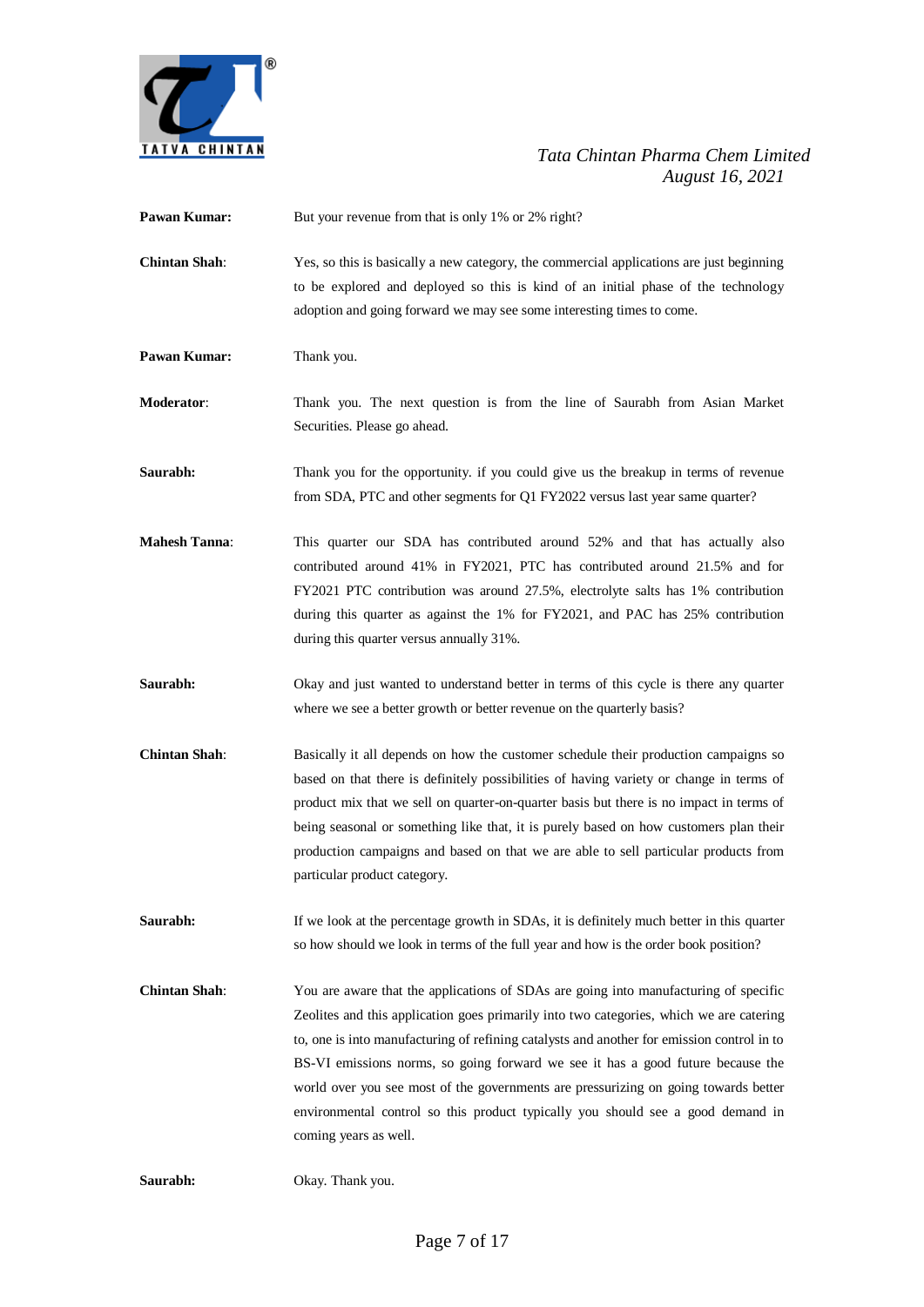**Pawan Kumar:** But your revenue from that is only 1% or 2% right?

**Chintan Shah**: Yes, so this is basically a new category, the commercial applications are just beginning to be explored and deployed so this is kind of an initial phase of the technology adoption and going forward we may see some interesting times to come.

**Pawan Kumar:** Thank you.

**Moderator**: Thank you. The next question is from the line of Saurabh from Asian Market Securities. Please go ahead.

**Saurabh:** Thank you for the opportunity. if you could give us the breakup in terms of revenue from SDA, PTC and other segments for Q1 FY2022 versus last year same quarter?

**Mahesh Tanna**: This quarter our SDA has contributed around 52% and that has actually also contributed around 41% in FY2021, PTC has contributed around 21.5% and for FY2021 PTC contribution was around 27.5%, electrolyte salts has 1% contribution during this quarter as against the 1% for FY2021, and PAC has 25% contribution during this quarter versus annually 31%.

**Saurabh:** Okay and just wanted to understand better in terms of this cycle is there any quarter where we see a better growth or better revenue on the quarterly basis?

**Chintan Shah**: Basically it all depends on how the customer schedule their production campaigns so based on that there is definitely possibilities of having variety or change in terms of product mix that we sell on quarter-on-quarter basis but there is no impact in terms of being seasonal or something like that, it is purely based on how customers plan their production campaigns and based on that we are able to sell particular products from particular product category.

**Saurabh:** If we look at the percentage growth in SDAs, it is definitely much better in this quarter so how should we look in terms of the full year and how is the order book position?

**Chintan Shah**: You are aware that the applications of SDAs are going into manufacturing of specific Zeolites and this application goes primarily into two categories, which we are catering to, one is into manufacturing of refining catalysts and another for emission control in to BS-VI emissions norms, so going forward we see it has a good future because the world over you see most of the governments are pressurizing on going towards better environmental control so this product typically you should see a good demand in coming years as well.

**Saurabh:** Okay. Thank you.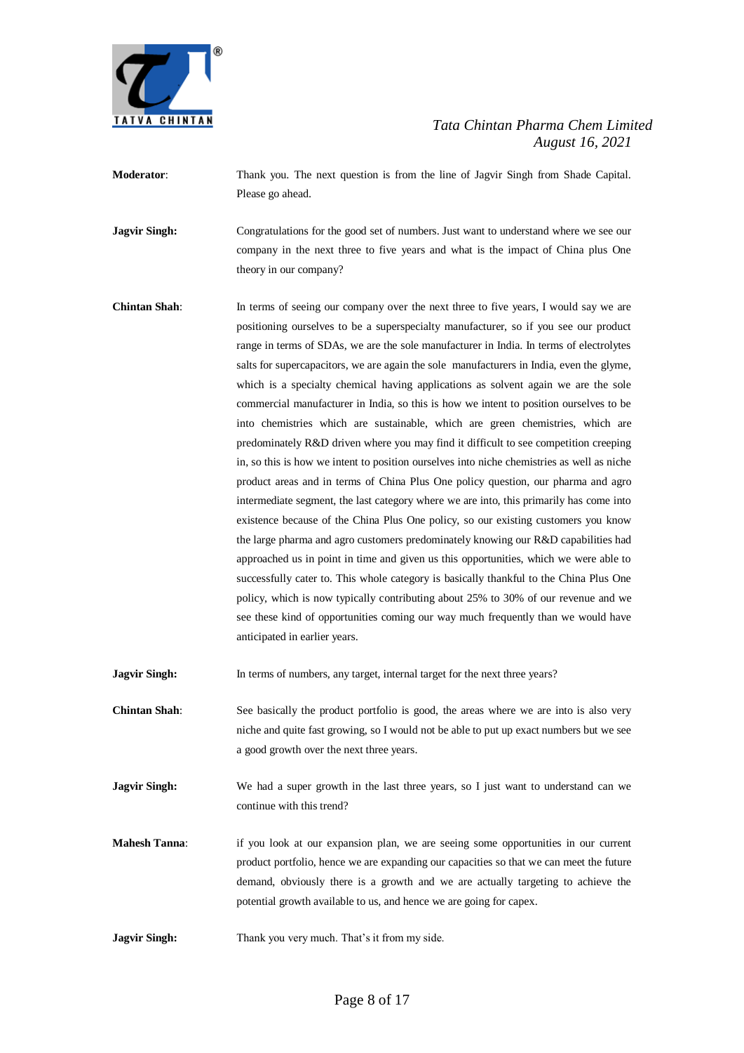**Moderator**: Thank you. The next question is from the line of Jagvir Singh from Shade Capital. Please go ahead.

**Jagvir Singh:** Congratulations for the good set of numbers. Just want to understand where we see our company in the next three to five years and what is the impact of China plus One theory in our company?

**Chintan Shah**: In terms of seeing our company over the next three to five years, I would say we are positioning ourselves to be a superspecialty manufacturer, so if you see our product range in terms of SDAs, we are the sole manufacturer in India. In terms of electrolytes salts for supercapacitors, we are again the sole manufacturers in India, even the glyme, which is a specialty chemical having applications as solvent again we are the sole commercial manufacturer in India, so this is how we intent to position ourselves to be into chemistries which are sustainable, which are green chemistries, which are predominately R&D driven where you may find it difficult to see competition creeping in, so this is how we intent to position ourselves into niche chemistries as well as niche product areas and in terms of China Plus One policy question, our pharma and agro intermediate segment, the last category where we are into, this primarily has come into existence because of the China Plus One policy, so our existing customers you know the large pharma and agro customers predominately knowing our R&D capabilities had approached us in point in time and given us this opportunities, which we were able to successfully cater to. This whole category is basically thankful to the China Plus One policy, which is now typically contributing about 25% to 30% of our revenue and we see these kind of opportunities coming our way much frequently than we would have anticipated in earlier years.

**Jagvir Singh:** In terms of numbers, any target, internal target for the next three years?

**Chintan Shah**: See basically the product portfolio is good, the areas where we are into is also very niche and quite fast growing, so I would not be able to put up exact numbers but we see a good growth over the next three years.

**Jagvir Singh:** We had a super growth in the last three years, so I just want to understand can we continue with this trend?

**Mahesh Tanna**: if you look at our expansion plan, we are seeing some opportunities in our current product portfolio, hence we are expanding our capacities so that we can meet the future demand, obviously there is a growth and we are actually targeting to achieve the potential growth available to us, and hence we are going for capex.

**Jagvir Singh:** Thank you very much. That's it from my side.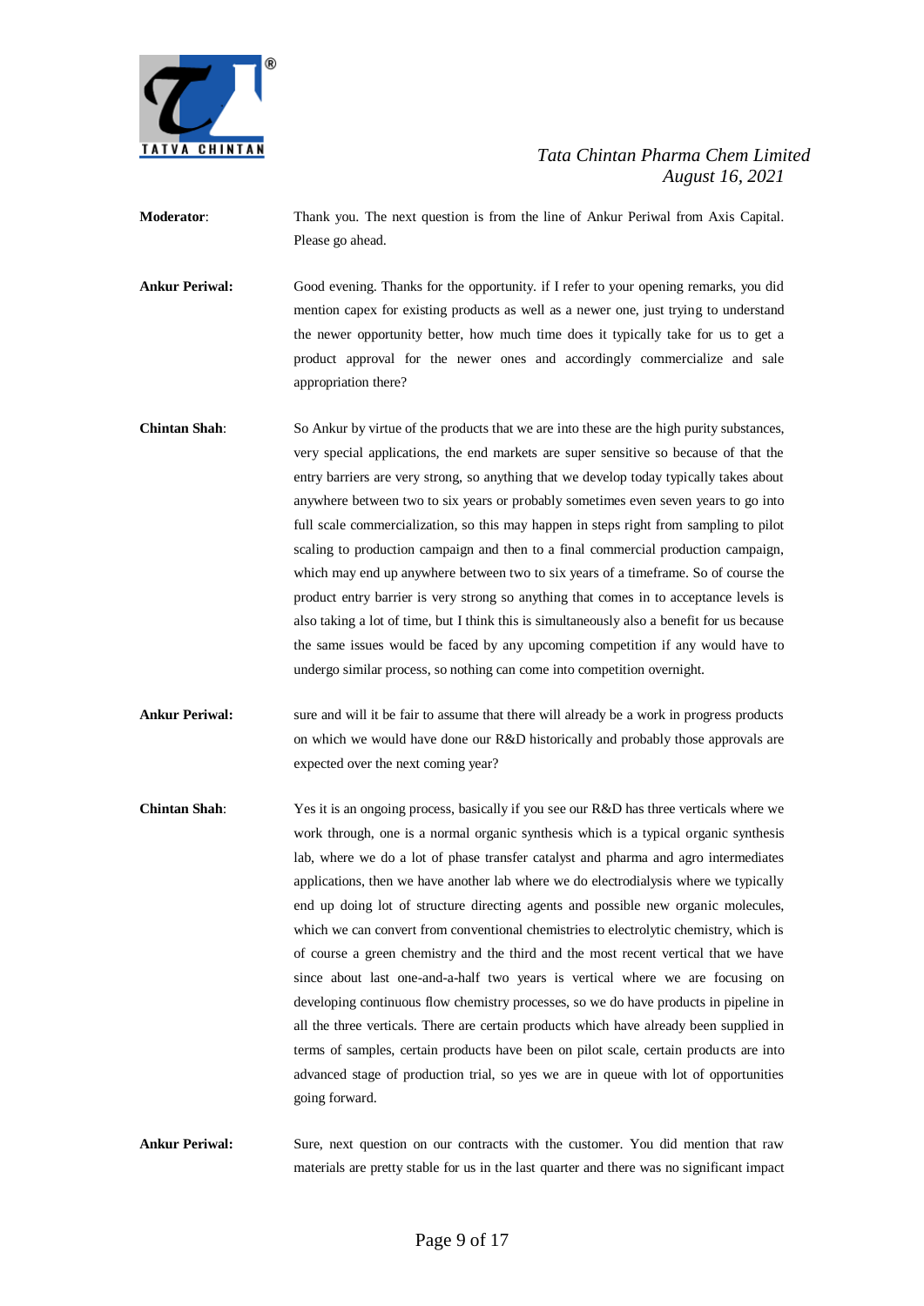**Moderator**: Thank you. The next question is from the line of Ankur Periwal from Axis Capital. Please go ahead.

**Ankur Periwal:** Good evening. Thanks for the opportunity. if I refer to your opening remarks, you did mention capex for existing products as well as a newer one, just trying to understand the newer opportunity better, how much time does it typically take for us to get a product approval for the newer ones and accordingly commercialize and sale appropriation there?

**Chintan Shah**: So Ankur by virtue of the products that we are into these are the high purity substances, very special applications, the end markets are super sensitive so because of that the entry barriers are very strong, so anything that we develop today typically takes about anywhere between two to six years or probably sometimes even seven years to go into full scale commercialization, so this may happen in steps right from sampling to pilot scaling to production campaign and then to a final commercial production campaign, which may end up anywhere between two to six years of a timeframe. So of course the product entry barrier is very strong so anything that comes in to acceptance levels is also taking a lot of time, but I think this is simultaneously also a benefit for us because the same issues would be faced by any upcoming competition if any would have to undergo similar process, so nothing can come into competition overnight.

**Ankur Periwal:** sure and will it be fair to assume that there will already be a work in progress products on which we would have done our R&D historically and probably those approvals are expected over the next coming year?

**Chintan Shah**: Yes it is an ongoing process, basically if you see our R&D has three verticals where we work through, one is a normal organic synthesis which is a typical organic synthesis lab, where we do a lot of phase transfer catalyst and pharma and agro intermediates applications, then we have another lab where we do electrodialysis where we typically end up doing lot of structure directing agents and possible new organic molecules, which we can convert from conventional chemistries to electrolytic chemistry, which is of course a green chemistry and the third and the most recent vertical that we have since about last one-and-a-half two years is vertical where we are focusing on developing continuous flow chemistry processes, so we do have products in pipeline in all the three verticals. There are certain products which have already been supplied in terms of samples, certain products have been on pilot scale, certain products are into advanced stage of production trial, so yes we are in queue with lot of opportunities going forward.

**Ankur Periwal:** Sure, next question on our contracts with the customer. You did mention that raw materials are pretty stable for us in the last quarter and there was no significant impact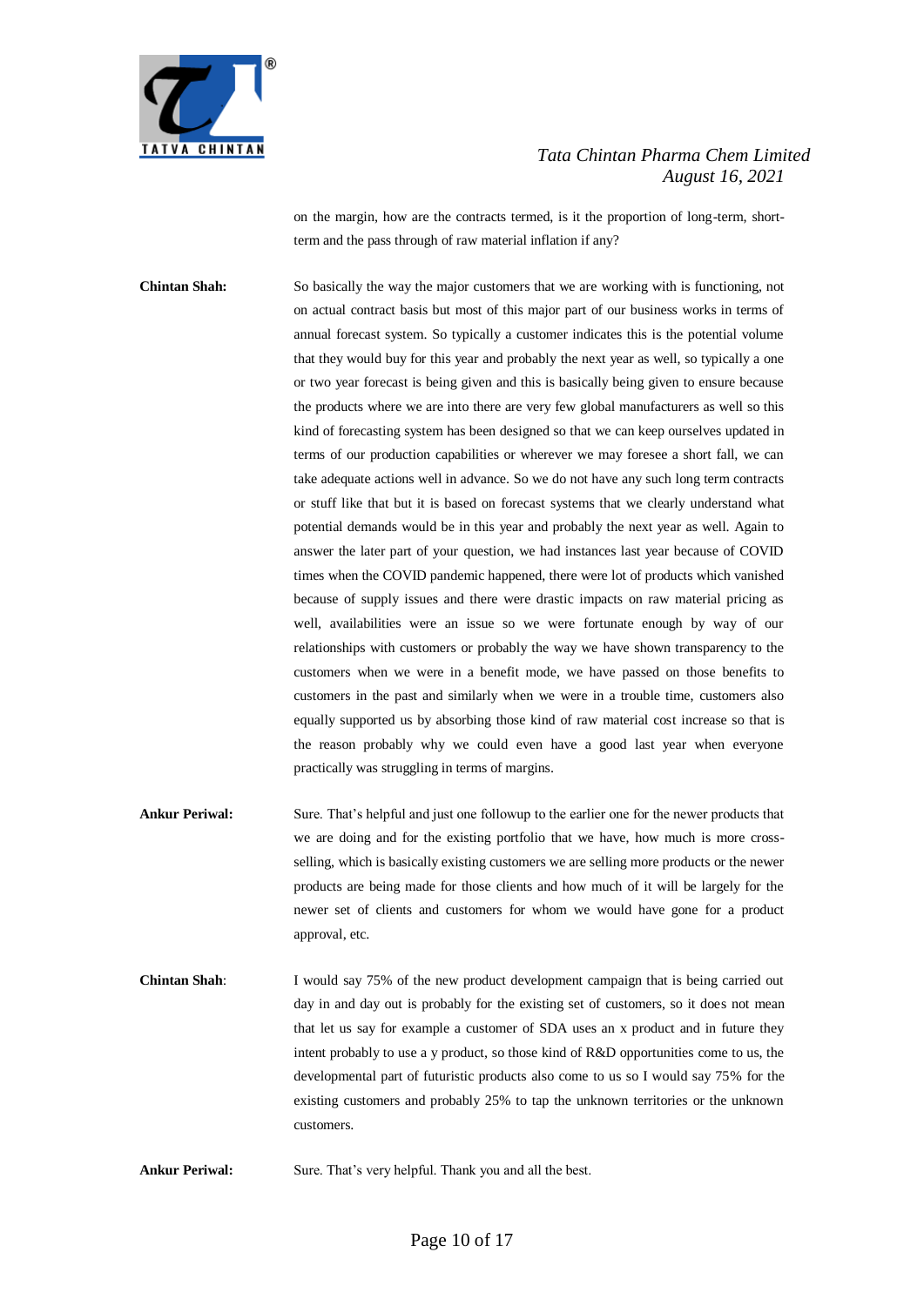on the margin, how are the contracts termed, is it the proportion of long-term, short-term and the pass through of raw material inflation if any?

**Chintan Shah:** So basically the way the major customers that we are working with is functioning, not on actual contract basis but most of this major part of our business works in terms of annual forecast system. So typically a customer indicates this is the potential volume that they would buy for this year and probably the next year as well, so typically a one or two year forecast is being given and this is basically being given to ensure because the products where we are into there are very few global manufacturers as well so this kind of forecasting system has been designed so that we can keep ourselves updated in terms of our production capabilities or wherever we may foresee a short fall, we can take adequate actions well in advance. So we do not have any such long term contracts or stuff like that but it is based on forecast systems that we clearly understand what potential demands would be in this year and probably the next year as well. Again to answer the later part of your question, we had instances last year because of COVID times when the COVID pandemic happened, there were lot of products which vanished because of supply issues and there were drastic impacts on raw material pricing as well, availabilities were an issue so we were fortunate enough by way of our relationships with customers or probably the way we have shown transparency to the customers when we were in a benefit mode, we have passed on those benefits to customers in the past and similarly when we were in a trouble time, customers also equally supported us by absorbing those kind of raw material cost increase so that is the reason probably why we could even have a good last year when everyone practically was struggling in terms of margins.

**Ankur Periwal:** Sure. That's helpful and just one followup to the earlier one for the newer products that we are doing and for the existing portfolio that we have, how much is more cross-selling, which is basically existing customers we are selling more products or the newer products are being made for those clients and how much of it will be largely for the newer set of clients and customers for whom we would have gone for a product approval, etc.

**Chintan Shah**: I would say 75% of the new product development campaign that is being carried out day in and day out is probably for the existing set of customers, so it does not mean that let us say for example a customer of SDA uses an x product and in future they intent probably to use a y product, so those kind of R&D opportunities come to us, the developmental part of futuristic products also come to us so I would say 75% for the existing customers and probably 25% to tap the unknown territories or the unknown customers.

**Ankur Periwal:** Sure. That's very helpful. Thank you and all the best.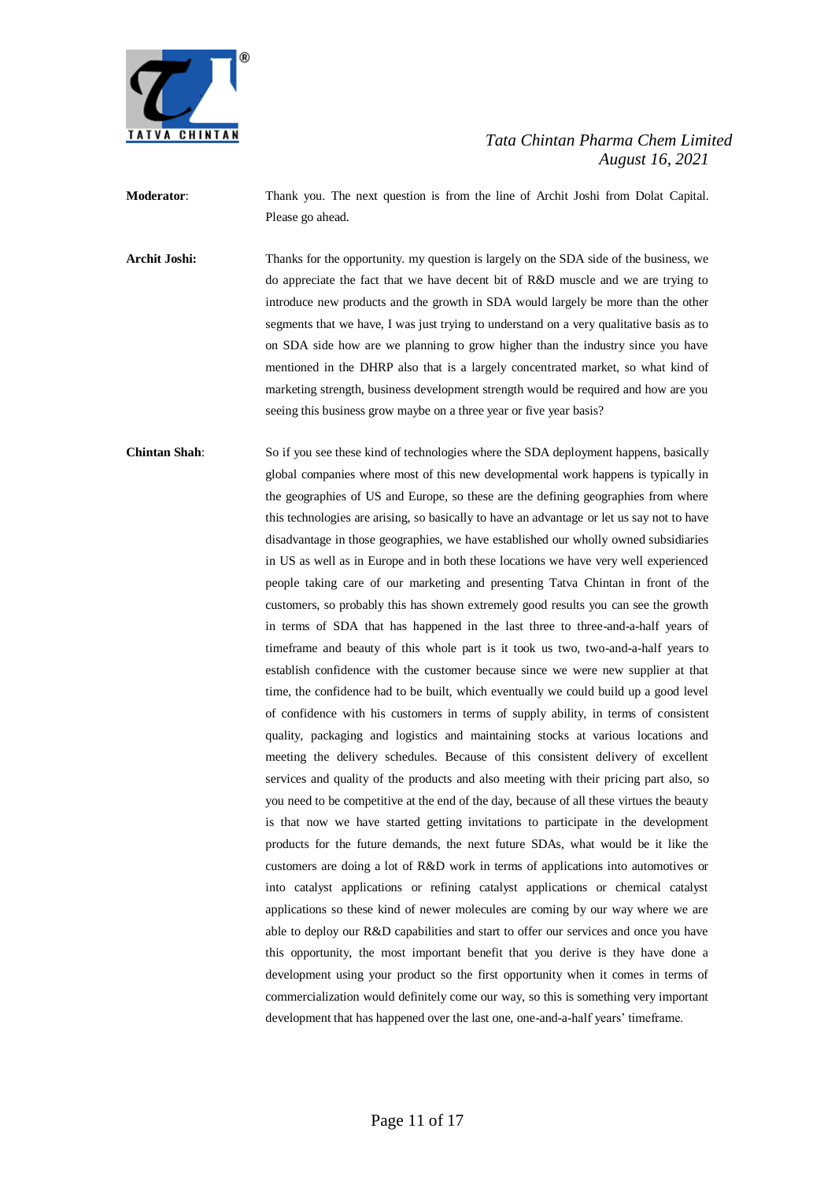**Moderator**: Thank you. The next question is from the line of Archit Joshi from Dolat Capital. Please go ahead.

**Archit Joshi:** Thanks for the opportunity. my question is largely on the SDA side of the business, we do appreciate the fact that we have decent bit of R&D muscle and we are trying to introduce new products and the growth in SDA would largely be more than the other segments that we have, I was just trying to understand on a very qualitative basis as to on SDA side how are we planning to grow higher than the industry since you have mentioned in the DHRP also that is a largely concentrated market, so what kind of marketing strength, business development strength would be required and how are you seeing this business grow maybe on a three year or five year basis?

**Chintan Shah**: So if you see these kind of technologies where the SDA deployment happens, basically global companies where most of this new developmental work happens is typically in the geographies of US and Europe, so these are the defining geographies from where this technologies are arising, so basically to have an advantage or let us say not to have disadvantage in those geographies, we have established our wholly owned subsidiaries in US as well as in Europe and in both these locations we have very well experienced people taking care of our marketing and presenting Tatva Chintan in front of the customers, so probably this has shown extremely good results you can see the growth in terms of SDA that has happened in the last three to three-and-a-half years of timeframe and beauty of this whole part is it took us two, two-and-a-half years to establish confidence with the customer because since we were new supplier at that time, the confidence had to be built, which eventually we could build up a good level of confidence with his customers in terms of supply ability, in terms of consistent quality, packaging and logistics and maintaining stocks at various locations and meeting the delivery schedules. Because of this consistent delivery of excellent services and quality of the products and also meeting with their pricing part also, so you need to be competitive at the end of the day, because of all these virtues the beauty is that now we have started getting invitations to participate in the development products for the future demands, the next future SDAs, what would be it like the customers are doing a lot of R&D work in terms of applications into automotives or into catalyst applications or refining catalyst applications or chemical catalyst applications so these kind of newer molecules are coming by our way where we are able to deploy our R&D capabilities and start to offer our services and once you have this opportunity, the most important benefit that you derive is they have done a development using your product so the first opportunity when it comes in terms of commercialization would definitely come our way, so this is something very important development that has happened over the last one, one-and-a-half years' timeframe.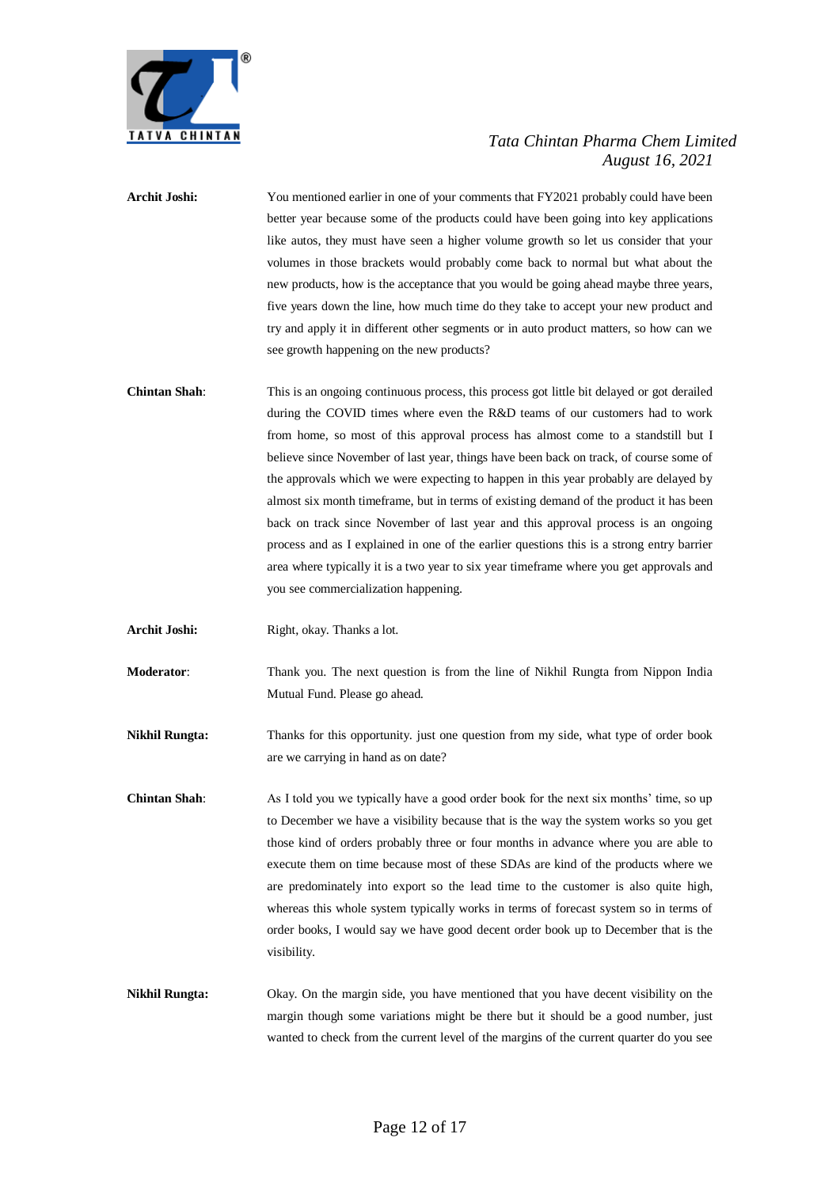**Archit Joshi:** You mentioned earlier in one of your comments that FY2021 probably could have been better year because some of the products could have been going into key applications like autos, they must have seen a higher volume growth so let us consider that your volumes in those brackets would probably come back to normal but what about the new products, how is the acceptance that you would be going ahead maybe three years, five years down the line, how much time do they take to accept your new product and try and apply it in different other segments or in auto product matters, so how can we see growth happening on the new products?

**Chintan Shah**: This is an ongoing continuous process, this process got little bit delayed or got derailed during the COVID times where even the R&D teams of our customers had to work from home, so most of this approval process has almost come to a standstill but I believe since November of last year, things have been back on track, of course some of the approvals which we were expecting to happen in this year probably are delayed by almost six month timeframe, but in terms of existing demand of the product it has been back on track since November of last year and this approval process is an ongoing process and as I explained in one of the earlier questions this is a strong entry barrier area where typically it is a two year to six year timeframe where you get approvals and you see commercialization happening.

**Archit Joshi:** Right, okay. Thanks a lot.

**Moderator**: Thank you. The next question is from the line of Nikhil Rungta from Nippon India Mutual Fund. Please go ahead.

**Nikhil Rungta:** Thanks for this opportunity. just one question from my side, what type of order book are we carrying in hand as on date?

**Chintan Shah**: As I told you we typically have a good order book for the next six months' time, so up to December we have a visibility because that is the way the system works so you get those kind of orders probably three or four months in advance where you are able to execute them on time because most of these SDAs are kind of the products where we are predominately into export so the lead time to the customer is also quite high, whereas this whole system typically works in terms of forecast system so in terms of order books, I would say we have good decent order book up to December that is the visibility.

**Nikhil Rungta:** Okay. On the margin side, you have mentioned that you have decent visibility on the margin though some variations might be there but it should be a good number, just wanted to check from the current level of the margins of the current quarter do you see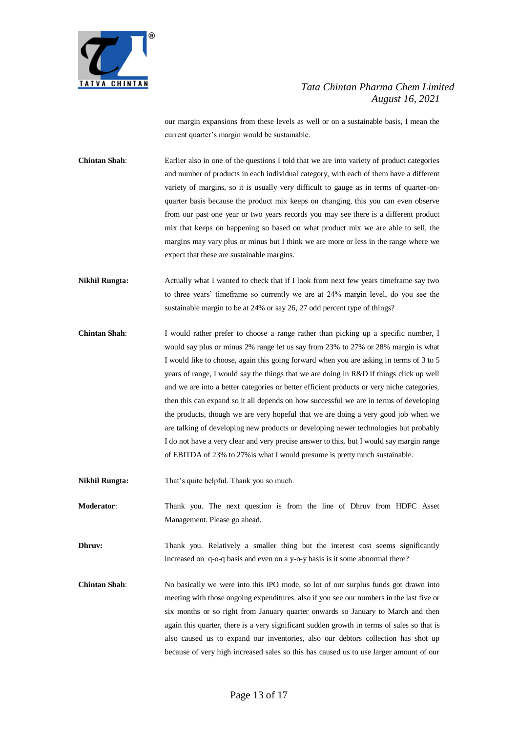our margin expansions from these levels as well or on a sustainable basis, I mean the current quarter's margin would be sustainable.

**Chintan Shah**: Earlier also in one of the questions I told that we are into variety of product categories and number of products in each individual category, with each of them have a different variety of margins, so it is usually very difficult to gauge as in terms of quarter-on-quarter basis because the product mix keeps on changing, this you can even observe from our past one year or two years records you may see there is a different product mix that keeps on happening so based on what product mix we are able to sell, the margins may vary plus or minus but I think we are more or less in the range where we expect that these are sustainable margins.

**Nikhil Rungta:** Actually what I wanted to check that if I look from next few years timeframe say two to three years' timeframe so currently we are at 24% margin level, do you see the sustainable margin to be at 24% or say 26, 27 odd percent type of things?

**Chintan Shah**: I would rather prefer to choose a range rather than picking up a specific number, I would say plus or minus 2% range let us say from 23% to 27% or 28% margin is what I would like to choose, again this going forward when you are asking in terms of 3 to 5 years of range, I would say the things that we are doing in R&D if things click up well and we are into a better categories or better efficient products or very niche categories, then this can expand so it all depends on how successful we are in terms of developing the products, though we are very hopeful that we are doing a very good job when we are talking of developing new products or developing newer technologies but probably I do not have a very clear and very precise answer to this, but I would say margin range of EBITDA of 23% to 27%is what I would presume is pretty much sustainable.

**Nikhil Rungta:** That's quite helpful. Thank you so much.

**Moderator**: Thank you. The next question is from the line of Dhruv from HDFC Asset Management. Please go ahead.

**Dhruv:** Thank you. Relatively a smaller thing but the interest cost seems significantly increased on q-o-q basis and even on a y-o-y basis is it some abnormal there?

**Chintan Shah**: No basically we were into this IPO mode, so lot of our surplus funds got drawn into meeting with those ongoing expenditures. also if you see our numbers in the last five or six months or so right from January quarter onwards so January to March and then again this quarter, there is a very significant sudden growth in terms of sales so that is also caused us to expand our inventories, also our debtors collection has shot up because of very high increased sales so this has caused us to use larger amount of our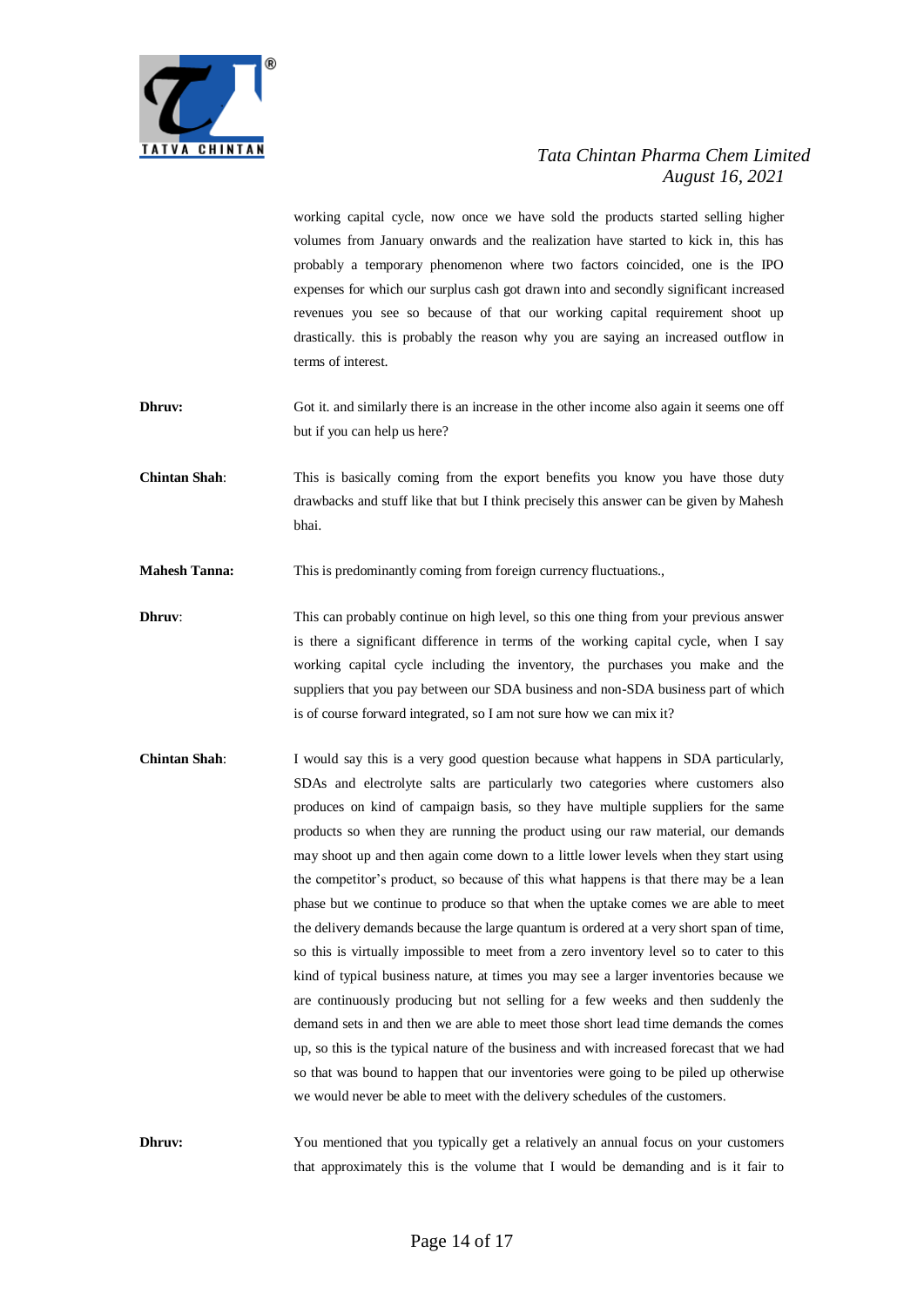working capital cycle, now once we have sold the products started selling higher volumes from January onwards and the realization have started to kick in, this has probably a temporary phenomenon where two factors coincided, one is the IPO expenses for which our surplus cash got drawn into and secondly significant increased revenues you see so because of that our working capital requirement shoot up drastically. this is probably the reason why you are saying an increased outflow in terms of interest.

**Dhruv:** Got it. and similarly there is an increase in the other income also again it seems one off but if you can help us here?

**Chintan Shah**: This is basically coming from the export benefits you know you have those duty drawbacks and stuff like that but I think precisely this answer can be given by Mahesh bhai.

**Mahesh Tanna:** This is predominantly coming from foreign currency fluctuations.,

**Dhruv**: This can probably continue on high level, so this one thing from your previous answer is there a significant difference in terms of the working capital cycle, when I say working capital cycle including the inventory, the purchases you make and the suppliers that you pay between our SDA business and non-SDA business part of which is of course forward integrated, so I am not sure how we can mix it?

**Chintan Shah**: I would say this is a very good question because what happens in SDA particularly, SDAs and electrolyte salts are particularly two categories where customers also produces on kind of campaign basis, so they have multiple suppliers for the same products so when they are running the product using our raw material, our demands may shoot up and then again come down to a little lower levels when they start using the competitor's product, so because of this what happens is that there may be a lean phase but we continue to produce so that when the uptake comes we are able to meet the delivery demands because the large quantum is ordered at a very short span of time, so this is virtually impossible to meet from a zero inventory level so to cater to this kind of typical business nature, at times you may see a larger inventories because we are continuously producing but not selling for a few weeks and then suddenly the demand sets in and then we are able to meet those short lead time demands the comes up, so this is the typical nature of the business and with increased forecast that we had so that was bound to happen that our inventories were going to be piled up otherwise we would never be able to meet with the delivery schedules of the customers.

**Dhruv:** You mentioned that you typically get a relatively an annual focus on your customers that approximately this is the volume that I would be demanding and is it fair to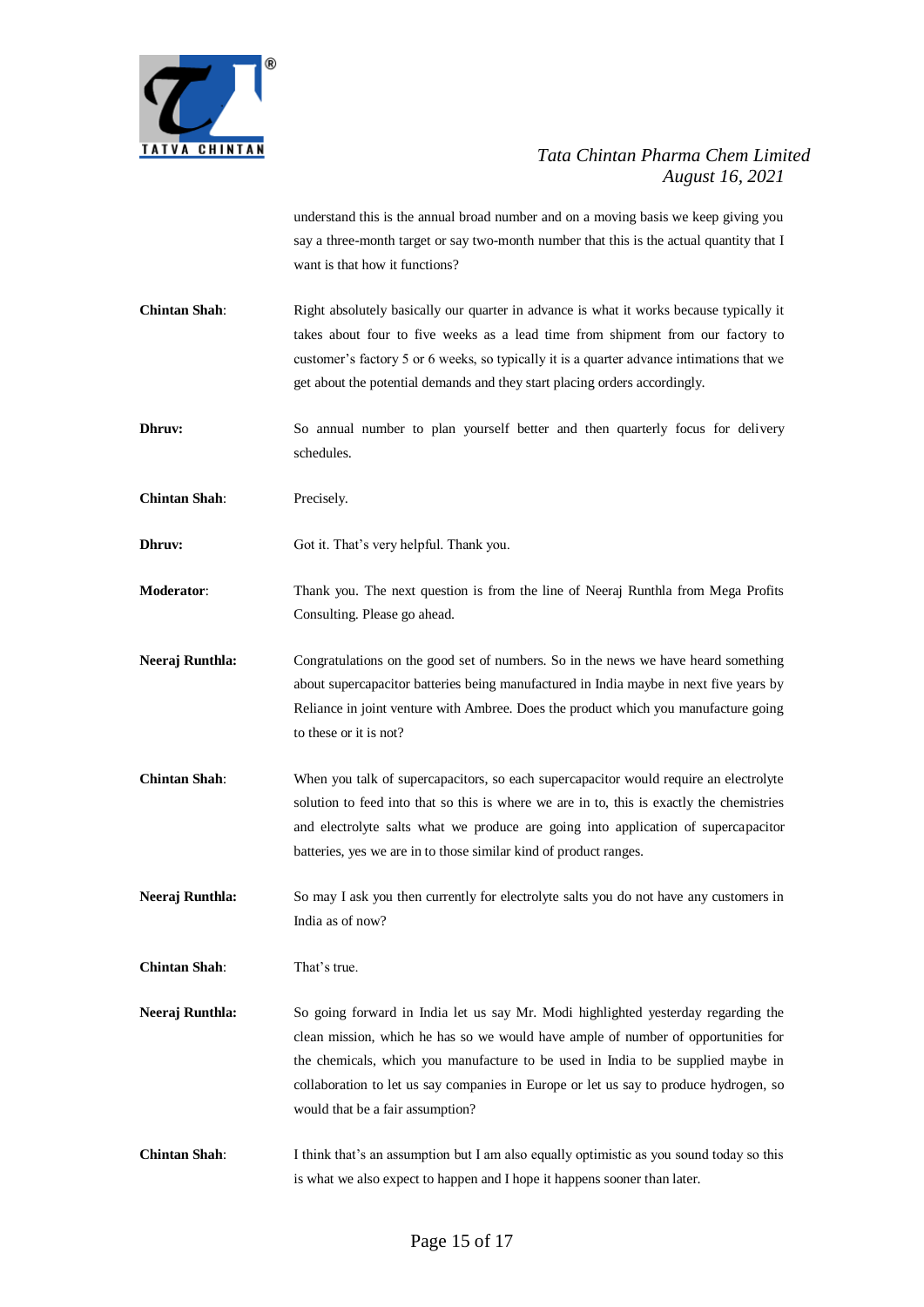understand this is the annual broad number and on a moving basis we keep giving you say a three-month target or say two-month number that this is the actual quantity that I want is that how it functions?

**Chintan Shah**: Right absolutely basically our quarter in advance is what it works because typically it takes about four to five weeks as a lead time from shipment from our factory to customer's factory 5 or 6 weeks, so typically it is a quarter advance intimations that we get about the potential demands and they start placing orders accordingly.

**Dhruv:** So annual number to plan yourself better and then quarterly focus for delivery schedules.

**Chintan Shah**: Precisely.

**Dhruv:** Got it. That's very helpful. Thank you.

**Moderator**: Thank you. The next question is from the line of Neeraj Runthla from Mega Profits Consulting. Please go ahead.

**Neeraj Runthla:** Congratulations on the good set of numbers. So in the news we have heard something about supercapacitor batteries being manufactured in India maybe in next five years by Reliance in joint venture with Ambree. Does the product which you manufacture going to these or it is not?

**Chintan Shah**: When you talk of supercapacitors, so each supercapacitor would require an electrolyte solution to feed into that so this is where we are in to, this is exactly the chemistries and electrolyte salts what we produce are going into application of supercapacitor batteries, yes we are in to those similar kind of product ranges.

**Neeraj Runthla:** So may I ask you then currently for electrolyte salts you do not have any customers in India as of now?

**Chintan Shah**: That's true.

**Neeraj Runthla:** So going forward in India let us say Mr. Modi highlighted yesterday regarding the clean mission, which he has so we would have ample of number of opportunities for the chemicals, which you manufacture to be used in India to be supplied maybe in collaboration to let us say companies in Europe or let us say to produce hydrogen, so would that be a fair assumption?

**Chintan Shah**: I think that's an assumption but I am also equally optimistic as you sound today so this is what we also expect to happen and I hope it happens sooner than later.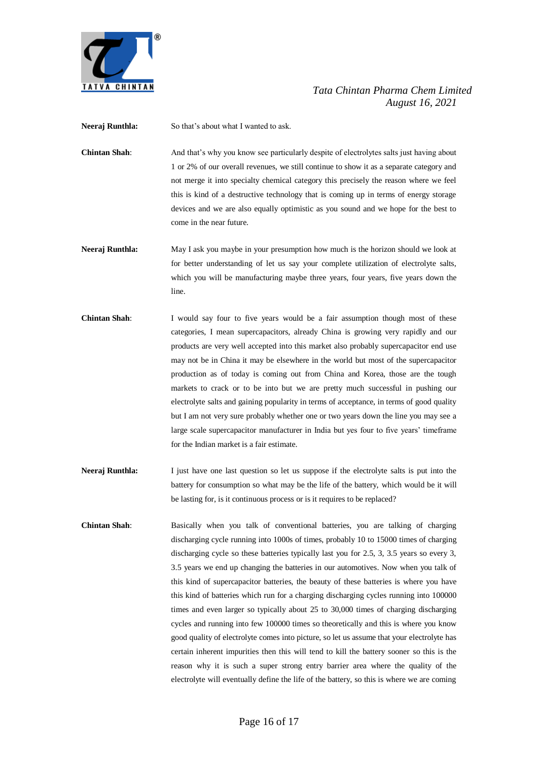**Neeraj Runthla:** So that's about what I wanted to ask.

**Chintan Shah**: And that's why you know see particularly despite of electrolytes salts just having about 1 or 2% of our overall revenues, we still continue to show it as a separate category and not merge it into specialty chemical category this precisely the reason where we feel this is kind of a destructive technology that is coming up in terms of energy storage devices and we are also equally optimistic as you sound and we hope for the best to come in the near future.

**Neeraj Runthla:** May I ask you maybe in your presumption how much is the horizon should we look at for better understanding of let us say your complete utilization of electrolyte salts, which you will be manufacturing maybe three years, four years, five years down the line.

**Chintan Shah**: I would say four to five years would be a fair assumption though most of these categories, I mean supercapacitors, already China is growing very rapidly and our products are very well accepted into this market also probably supercapacitor end use may not be in China it may be elsewhere in the world but most of the supercapacitor production as of today is coming out from China and Korea, those are the tough markets to crack or to be into but we are pretty much successful in pushing our electrolyte salts and gaining popularity in terms of acceptance, in terms of good quality but I am not very sure probably whether one or two years down the line you may see a large scale supercapacitor manufacturer in India but yes four to five years' timeframe for the Indian market is a fair estimate.

**Neeraj Runthla:** I just have one last question so let us suppose if the electrolyte salts is put into the battery for consumption so what may be the life of the battery, which would be it will be lasting for, is it continuous process or is it requires to be replaced?

**Chintan Shah**: Basically when you talk of conventional batteries, you are talking of charging discharging cycle running into 1000s of times, probably 10 to 15000 times of charging discharging cycle so these batteries typically last you for 2.5, 3, 3.5 years so every 3, 3.5 years we end up changing the batteries in our automotives. Now when you talk of this kind of supercapacitor batteries, the beauty of these batteries is where you have this kind of batteries which run for a charging discharging cycles running into 100000 times and even larger so typically about 25 to 30,000 times of charging discharging cycles and running into few 100000 times so theoretically and this is where you know good quality of electrolyte comes into picture, so let us assume that your electrolyte has certain inherent impurities then this will tend to kill the battery sooner so this is the reason why it is such a super strong entry barrier area where the quality of the electrolyte will eventually define the life of the battery, so this is where we are coming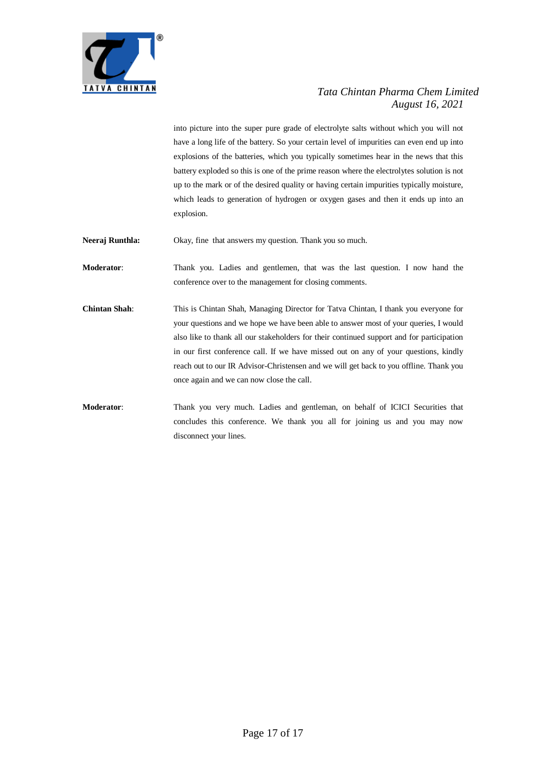into picture into the super pure grade of electrolyte salts without which you will not have a long life of the battery. So your certain level of impurities can even end up into explosions of the batteries, which you typically sometimes hear in the news that this battery exploded so this is one of the prime reason where the electrolytes solution is not up to the mark or of the desired quality or having certain impurities typically moisture, which leads to generation of hydrogen or oxygen gases and then it ends up into an explosion.

**Neeraj Runthla:** Okay, fine that answers my question. Thank you so much.

**Moderator**: Thank you. Ladies and gentlemen, that was the last question. I now hand the conference over to the management for closing comments.

**Chintan Shah**: This is Chintan Shah, Managing Director for Tatva Chintan, I thank you everyone for your questions and we hope we have been able to answer most of your queries, I would also like to thank all our stakeholders for their continued support and for participation in our first conference call. If we have missed out on any of your questions, kindly reach out to our IR Advisor-Christensen and we will get back to you offline. Thank you once again and we can now close the call.

**Moderator**: Thank you very much. Ladies and gentleman, on behalf of ICICI Securities that concludes this conference. We thank you all for joining us and you may now disconnect your lines.